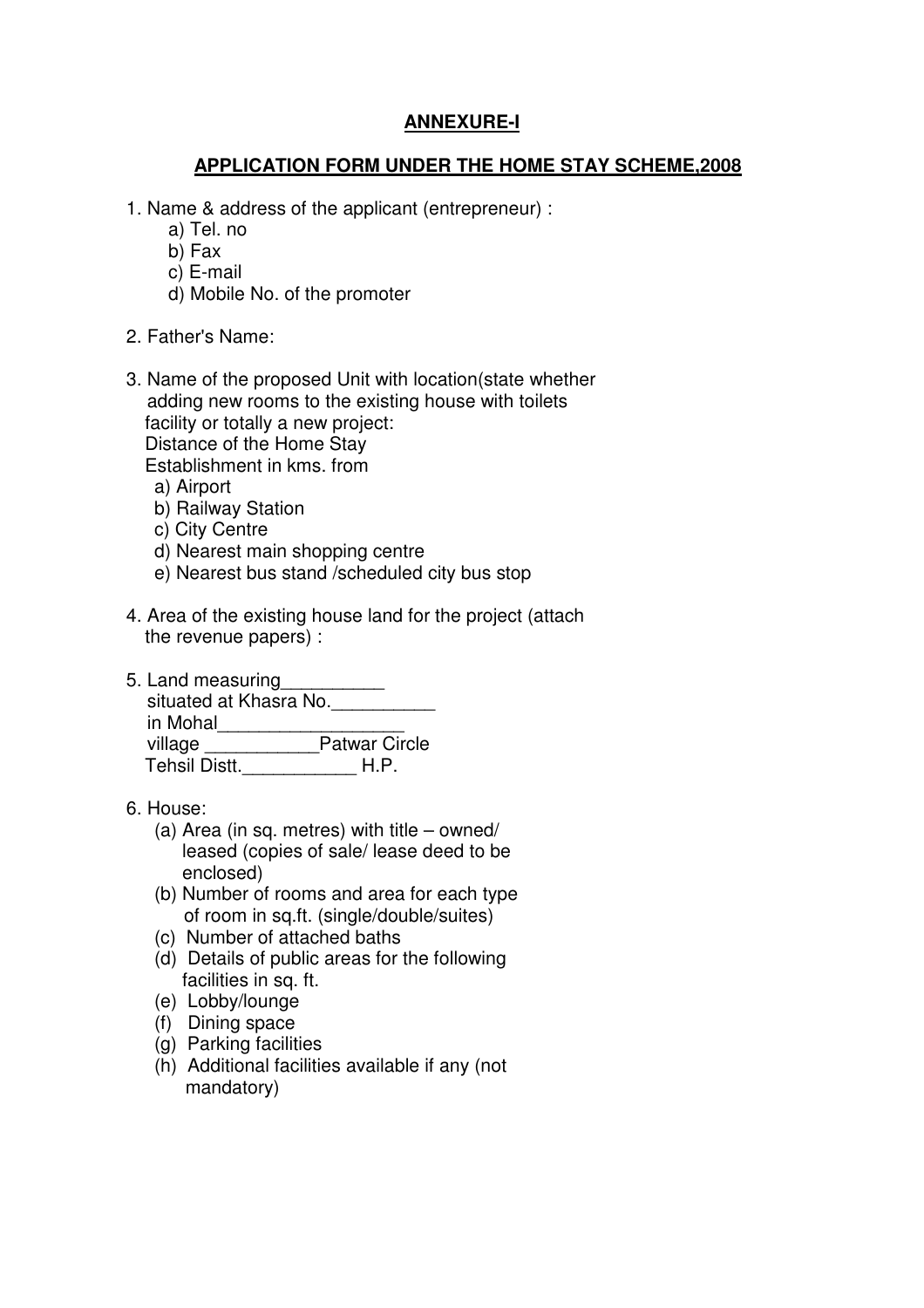## ANNEXURE-I

## APPLICATION FORM UNDER THE HOME STAY SCHEME,2008

1. Name & address of the applicant (entrepreneur) :
   a) Tel. no
   b) Fax
   c) E-mail
   d) Mobile No. of the promoter

2. Father's Name:

3. Name of the proposed Unit with location(state whether adding new rooms to the existing house with toilets facility or totally a new project:
   Distance of the Home Stay Establishment in kms. from
   a) Airport
   b) Railway Station
   c) City Centre
   d) Nearest main shopping centre
   e) Nearest bus stand /scheduled city bus stop

4. Area of the existing house land for the project (attach the revenue papers) :

5. Land measuring__________
   situated at Khasra No.__________
   in Mohal__________________
   village ___________Patwar Circle
   Tehsil Distt.___________ H.P.

6. House:
   (a) Area (in sq. metres) with title – owned/ leased (copies of sale/ lease deed to be enclosed)
   (b) Number of rooms and area for each type of room in sq.ft. (single/double/suites)
   (c) Number of attached baths
   (d) Details of public areas for the following facilities in sq. ft.
   (e) Lobby/lounge
   (f) Dining space
   (g) Parking facilities
   (h) Additional facilities available if any (not mandatory)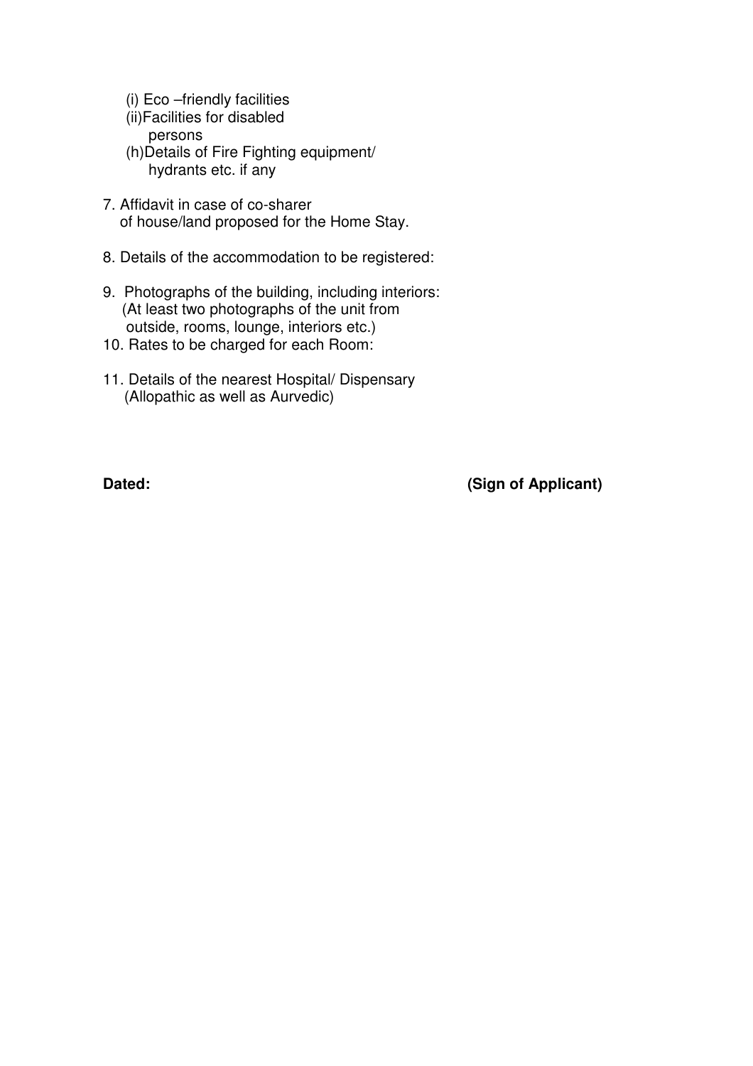(i) Eco –friendly facilities
(ii)Facilities for disabled persons
(h)Details of Fire Fighting equipment/ hydrants etc. if any

7. Affidavit in case of co-sharer of house/land proposed for the Home Stay.

8. Details of the accommodation to be registered:

9. Photographs of the building, including interiors: (At least two photographs of the unit from outside, rooms, lounge, interiors etc.)

10. Rates to be charged for each Room:

11. Details of the nearest Hospital/ Dispensary (Allopathic as well as Aurvedic)

**Dated:** **(Sign of Applicant)**